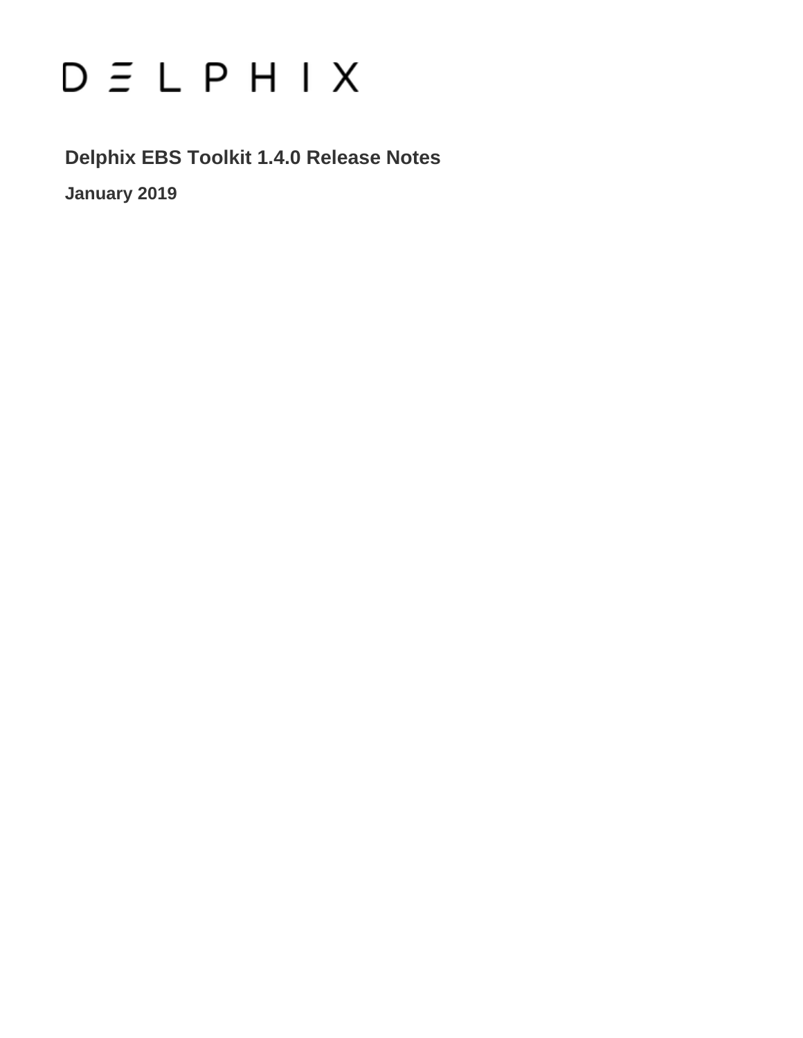DELPHIX

# Delphix EBS Toolkit 1.4.0 Release Notes

**January 2019**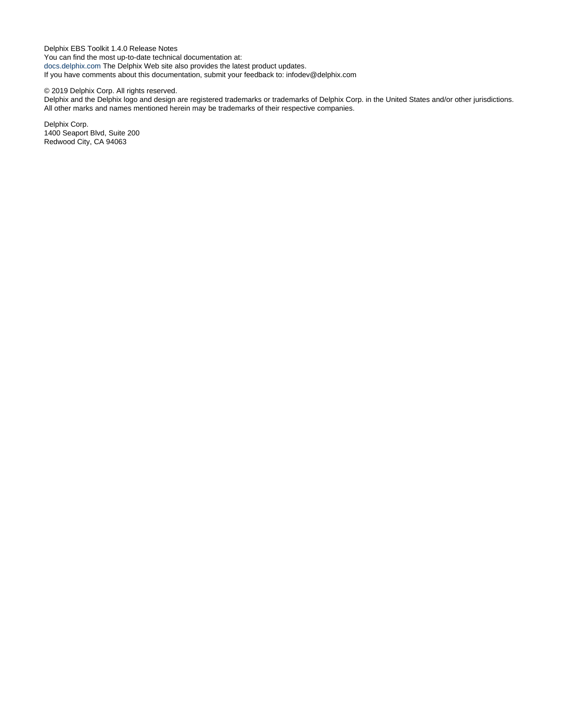Delphix EBS Toolkit 1.4.0 Release Notes
You can find the most up-to-date technical documentation at:
docs.delphix.com The Delphix Web site also provides the latest product updates.
If you have comments about this documentation, submit your feedback to: infodev@delphix.com

© 2019 Delphix Corp. All rights reserved.
Delphix and the Delphix logo and design are registered trademarks or trademarks of Delphix Corp. in the United States and/or other jurisdictions.
All other marks and names mentioned herein may be trademarks of their respective companies.

Delphix Corp.
1400 Seaport Blvd, Suite 200
Redwood City, CA 94063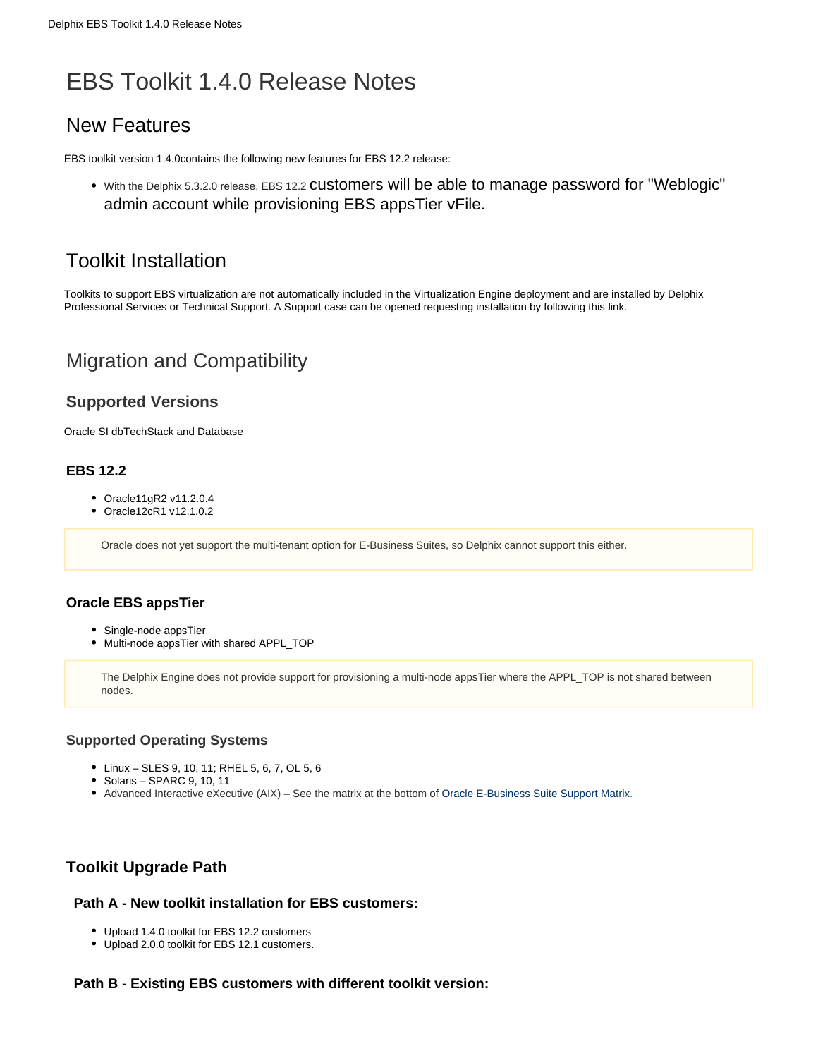# EBS Toolkit 1.4.0 Release Notes

## New Features

EBS toolkit version 1.4.0contains the following new features for EBS 12.2 release:

- With the Delphix 5.3.2.0 release, EBS 12.2 customers will be able to manage password for "Weblogic" admin account while provisioning EBS appsTier vFile.

## Toolkit Installation

Toolkits to support EBS virtualization are not automatically included in the Virtualization Engine deployment and are installed by Delphix Professional Services or Technical Support. A Support case can be opened requesting installation by following this link.

## Migration and Compatibility

### Supported Versions

Oracle SI dbTechStack and Database

#### EBS 12.2

- Oracle11gR2 v11.2.0.4
- Oracle12cR1 v12.1.0.2

> Oracle does not yet support the multi-tenant option for E-Business Suites, so Delphix cannot support this either.

#### Oracle EBS appsTier

- Single-node appsTier
- Multi-node appsTier with shared APPL_TOP

> The Delphix Engine does not provide support for provisioning a multi-node appsTier where the APPL_TOP is not shared between nodes.

### Supported Operating Systems

- Linux – SLES 9, 10, 11; RHEL 5, 6, 7, OL 5, 6
- Solaris – SPARC 9, 10, 11
- Advanced Interactive eXecutive (AIX) – See the matrix at the bottom of Oracle E-Business Suite Support Matrix.

### Toolkit Upgrade Path

#### Path A - New toolkit installation for EBS customers:

- Upload 1.4.0 toolkit for EBS 12.2 customers
- Upload 2.0.0 toolkit for EBS 12.1 customers.

#### Path B - Existing EBS customers with different toolkit version: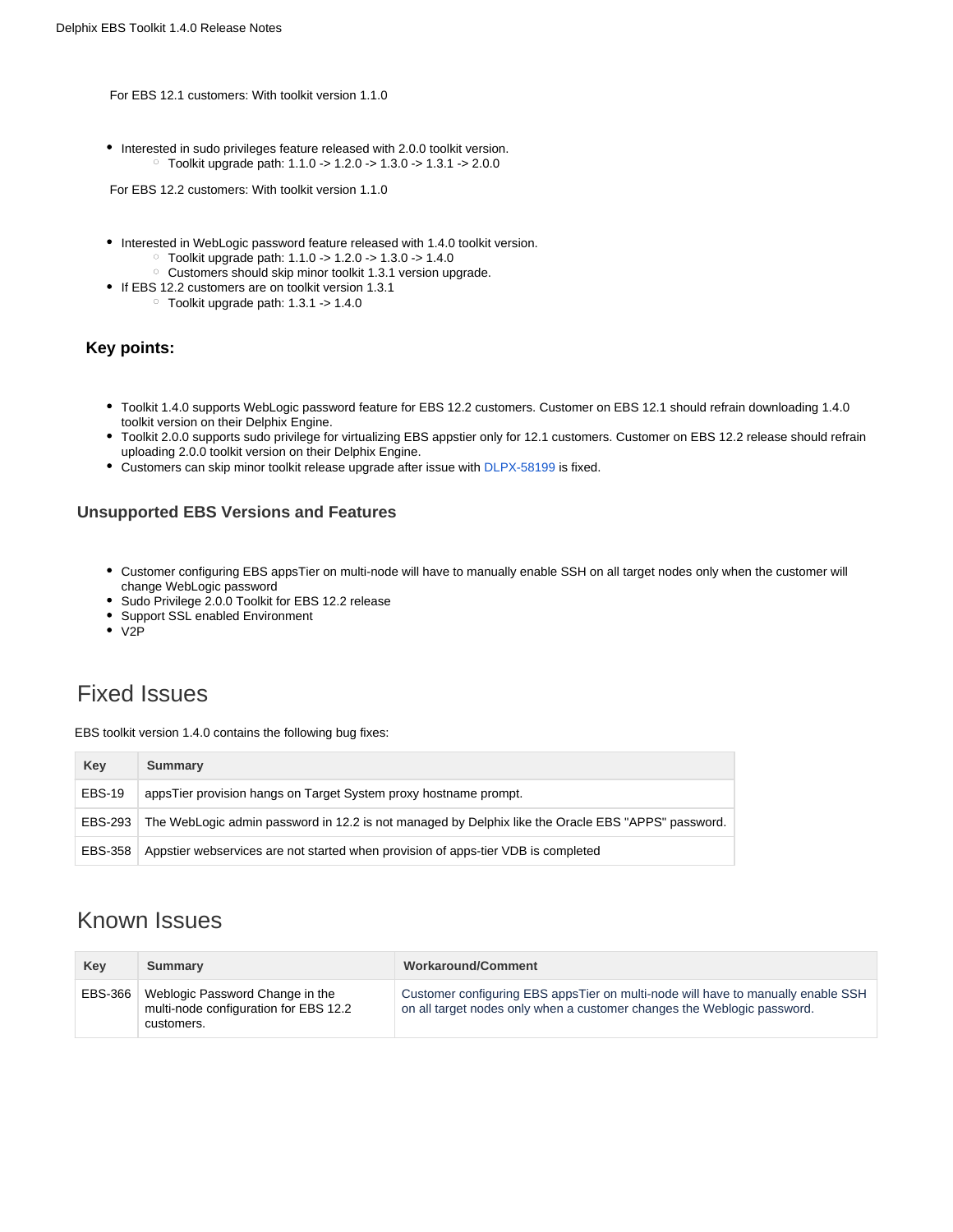For EBS 12.1 customers: With toolkit version 1.1.0

- Interested in sudo privileges feature released with 2.0.0 toolkit version.
    - Toolkit upgrade path: 1.1.0 -> 1.2.0 -> 1.3.0 -> 1.3.1 -> 2.0.0

For EBS 12.2 customers: With toolkit version 1.1.0

- Interested in WebLogic password feature released with 1.4.0 toolkit version.
    - Toolkit upgrade path: 1.1.0 -> 1.2.0 -> 1.3.0 -> 1.4.0
    - Customers should skip minor toolkit 1.3.1 version upgrade.
- If EBS 12.2 customers are on toolkit version 1.3.1
    - Toolkit upgrade path: 1.3.1 -> 1.4.0

**Key points:**

- Toolkit 1.4.0 supports WebLogic password feature for EBS 12.2 customers. Customer on EBS 12.1 should refrain downloading 1.4.0 toolkit version on their Delphix Engine.
- Toolkit 2.0.0 supports sudo privilege for virtualizing EBS appstier only for 12.1 customers. Customer on EBS 12.2 release should refrain uploading 2.0.0 toolkit version on their Delphix Engine.
- Customers can skip minor toolkit release upgrade after issue with DLPX-58199 is fixed.

### Unsupported EBS Versions and Features

- Customer configuring EBS appsTier on multi-node will have to manually enable SSH on all target nodes only when the customer will change WebLogic password
- Sudo Privilege 2.0.0 Toolkit for EBS 12.2 release
- Support SSL enabled Environment
- V2P

## Fixed Issues

EBS toolkit version 1.4.0 contains the following bug fixes:

| Key | Summary |
|---|---|
| EBS-19 | appsTier provision hangs on Target System proxy hostname prompt. |
| EBS-293 | The WebLogic admin password in 12.2 is not managed by Delphix like the Oracle EBS "APPS" password. |
| EBS-358 | Appstier webservices are not started when provision of apps-tier VDB is completed |

## Known Issues

| Key | Summary | Workaround/Comment |
|---|---|---|
| EBS-366 | Weblogic Password Change in the multi-node configuration for EBS 12.2 customers. | Customer configuring EBS appsTier on multi-node will have to manually enable SSH on all target nodes only when a customer changes the Weblogic password. |